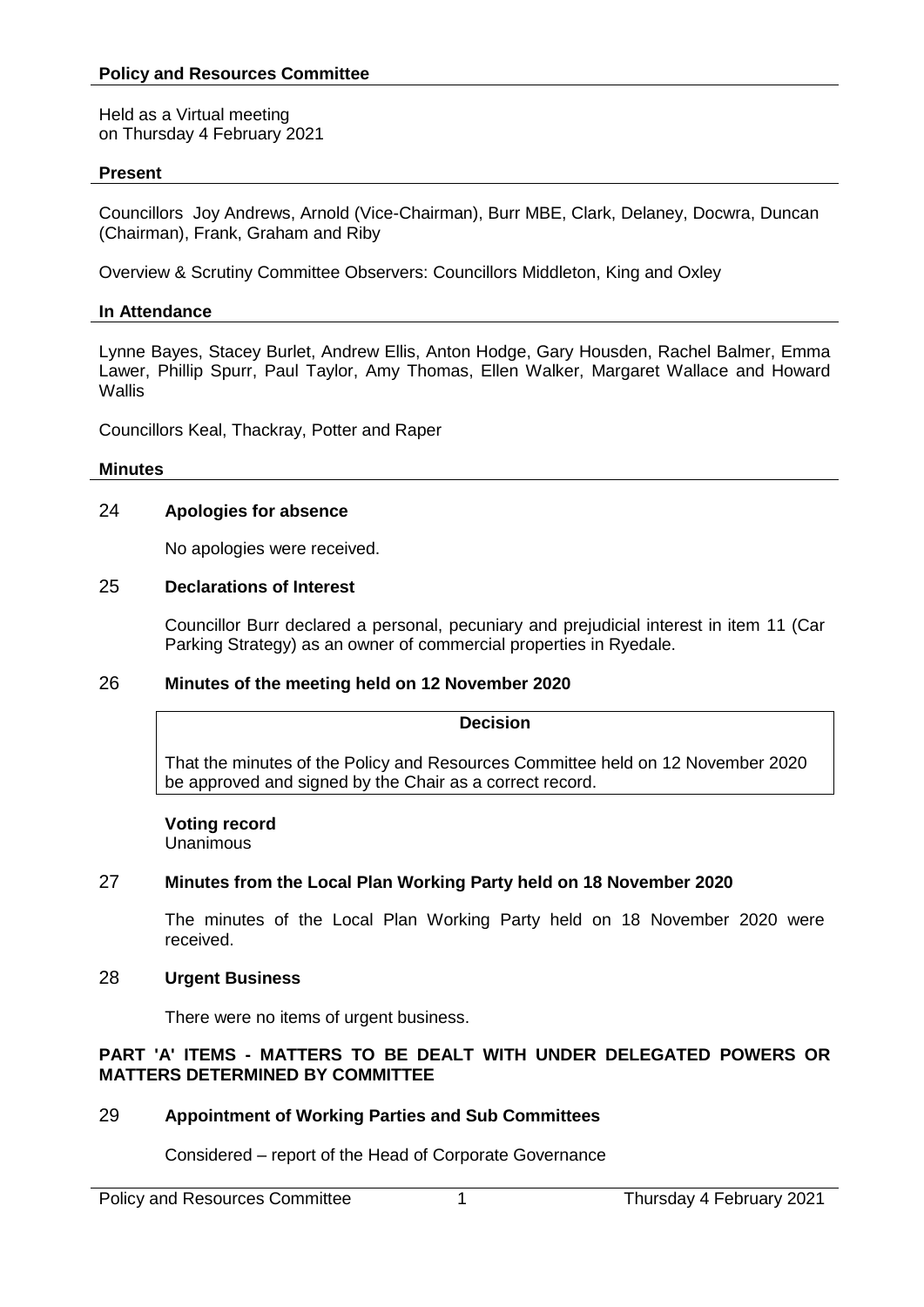## Policy and Resources Committee

Held as a Virtual meeting
on Thursday 4 February 2021

### Present

Councillors Joy Andrews, Arnold (Vice-Chairman), Burr MBE, Clark, Delaney, Docwra, Duncan (Chairman), Frank, Graham and Riby

Overview & Scrutiny Committee Observers: Councillors Middleton, King and Oxley

### In Attendance

Lynne Bayes, Stacey Burlet, Andrew Ellis, Anton Hodge, Gary Housden, Rachel Balmer, Emma Lawer, Phillip Spurr, Paul Taylor, Amy Thomas, Ellen Walker, Margaret Wallace and Howard Wallis

Councillors Keal, Thackray, Potter and Raper

### Minutes

24 **Apologies for absence**

No apologies were received.

25 **Declarations of Interest**

Councillor Burr declared a personal, pecuniary and prejudicial interest in item 11 (Car Parking Strategy) as an owner of commercial properties in Ryedale.

26 **Minutes of the meeting held on 12 November 2020**

**Decision**

That the minutes of the Policy and Resources Committee held on 12 November 2020 be approved and signed by the Chair as a correct record.

**Voting record**
Unanimous

27 **Minutes from the Local Plan Working Party held on 18 November 2020**

The minutes of the Local Plan Working Party held on 18 November 2020 were received.

28 **Urgent Business**

There were no items of urgent business.

**PART 'A' ITEMS - MATTERS TO BE DEALT WITH UNDER DELEGATED POWERS OR MATTERS DETERMINED BY COMMITTEE**

29 **Appointment of Working Parties and Sub Committees**

Considered – report of the Head of Corporate Governance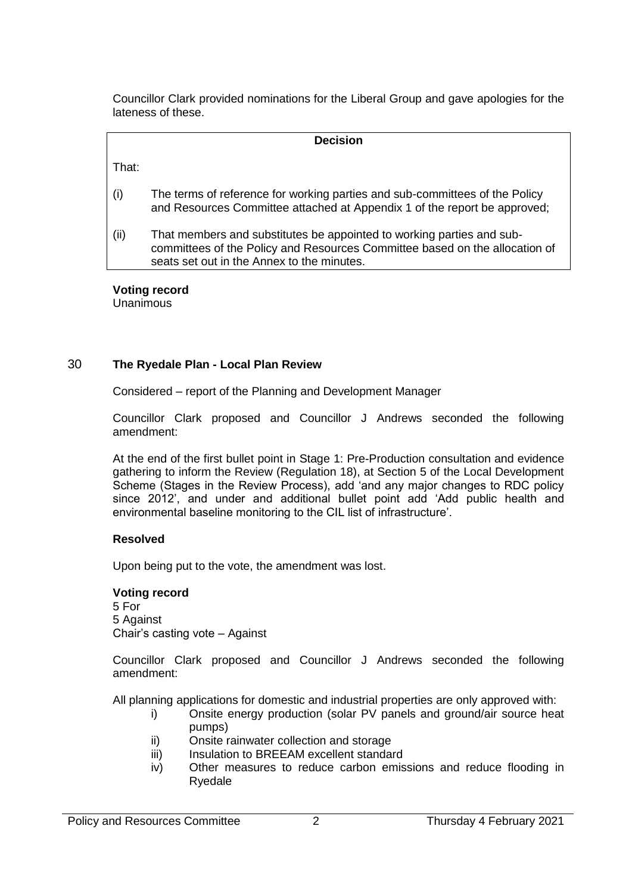Councillor Clark provided nominations for the Liberal Group and gave apologies for the lateness of these.

**Decision**

That:

(i) The terms of reference for working parties and sub-committees of the Policy and Resources Committee attached at Appendix 1 of the report be approved;

(ii) That members and substitutes be appointed to working parties and sub-committees of the Policy and Resources Committee based on the allocation of seats set out in the Annex to the minutes.

**Voting record**
Unanimous

## 30 **The Ryedale Plan - Local Plan Review**

Considered – report of the Planning and Development Manager

Councillor Clark proposed and Councillor J Andrews seconded the following amendment:

At the end of the first bullet point in Stage 1: Pre-Production consultation and evidence gathering to inform the Review (Regulation 18), at Section 5 of the Local Development Scheme (Stages in the Review Process), add 'and any major changes to RDC policy since 2012', and under and additional bullet point add 'Add public health and environmental baseline monitoring to the CIL list of infrastructure'.

**Resolved**

Upon being put to the vote, the amendment was lost.

**Voting record**
5 For
5 Against
Chair's casting vote – Against

Councillor Clark proposed and Councillor J Andrews seconded the following amendment:

All planning applications for domestic and industrial properties are only approved with:

i) Onsite energy production (solar PV panels and ground/air source heat pumps)
ii) Onsite rainwater collection and storage
iii) Insulation to BREEAM excellent standard
iv) Other measures to reduce carbon emissions and reduce flooding in Ryedale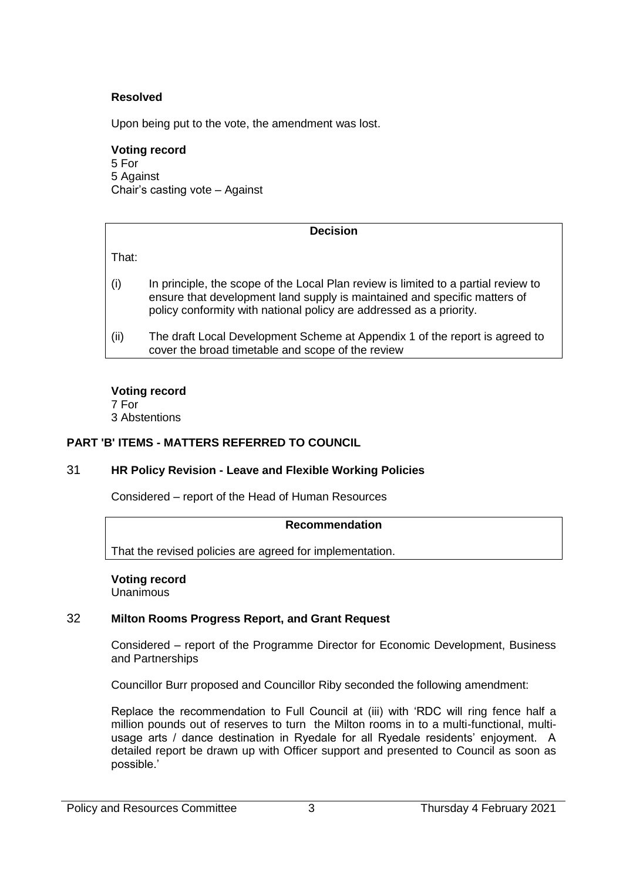**Resolved**

Upon being put to the vote, the amendment was lost.

**Voting record**
5 For
5 Against
Chair's casting vote – Against

| **Decision** |
|---|
| That: |
| (i) In principle, the scope of the Local Plan review is limited to a partial review to ensure that development land supply is maintained and specific matters of policy conformity with national policy are addressed as a priority. |
| (ii) The draft Local Development Scheme at Appendix 1 of the report is agreed to cover the broad timetable and scope of the review |

**Voting record**
7 For
3 Abstentions

## PART 'B' ITEMS - MATTERS REFERRED TO COUNCIL

### 31 HR Policy Revision - Leave and Flexible Working Policies

Considered – report of the Head of Human Resources

| **Recommendation** |
|---|
| That the revised policies are agreed for implementation. |

**Voting record**
Unanimous

### 32 Milton Rooms Progress Report, and Grant Request

Considered – report of the Programme Director for Economic Development, Business and Partnerships

Councillor Burr proposed and Councillor Riby seconded the following amendment:

Replace the recommendation to Full Council at (iii) with 'RDC will ring fence half a million pounds out of reserves to turn the Milton rooms in to a multi-functional, multi-usage arts / dance destination in Ryedale for all Ryedale residents' enjoyment. A detailed report be drawn up with Officer support and presented to Council as soon as possible.'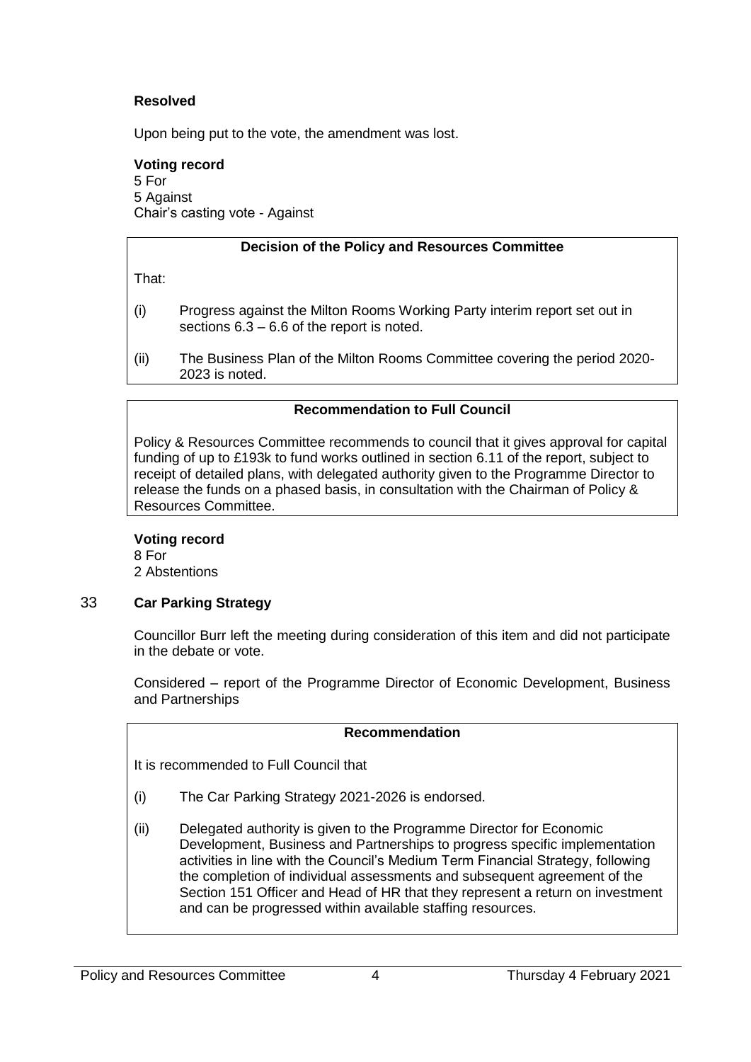**Resolved**

Upon being put to the vote, the amendment was lost.

**Voting record**
5 For
5 Against
Chair's casting vote - Against

**Decision of the Policy and Resources Committee**

That:

(i) Progress against the Milton Rooms Working Party interim report set out in sections 6.3 – 6.6 of the report is noted.

(ii) The Business Plan of the Milton Rooms Committee covering the period 2020-2023 is noted.

**Recommendation to Full Council**

Policy & Resources Committee recommends to council that it gives approval for capital funding of up to £193k to fund works outlined in section 6.11 of the report, subject to receipt of detailed plans, with delegated authority given to the Programme Director to release the funds on a phased basis, in consultation with the Chairman of Policy & Resources Committee.

**Voting record**
8 For
2 Abstentions

## 33 Car Parking Strategy

Councillor Burr left the meeting during consideration of this item and did not participate in the debate or vote.

Considered – report of the Programme Director of Economic Development, Business and Partnerships

**Recommendation**

It is recommended to Full Council that

(i) The Car Parking Strategy 2021-2026 is endorsed.

(ii) Delegated authority is given to the Programme Director for Economic Development, Business and Partnerships to progress specific implementation activities in line with the Council's Medium Term Financial Strategy, following the completion of individual assessments and subsequent agreement of the Section 151 Officer and Head of HR that they represent a return on investment and can be progressed within available staffing resources.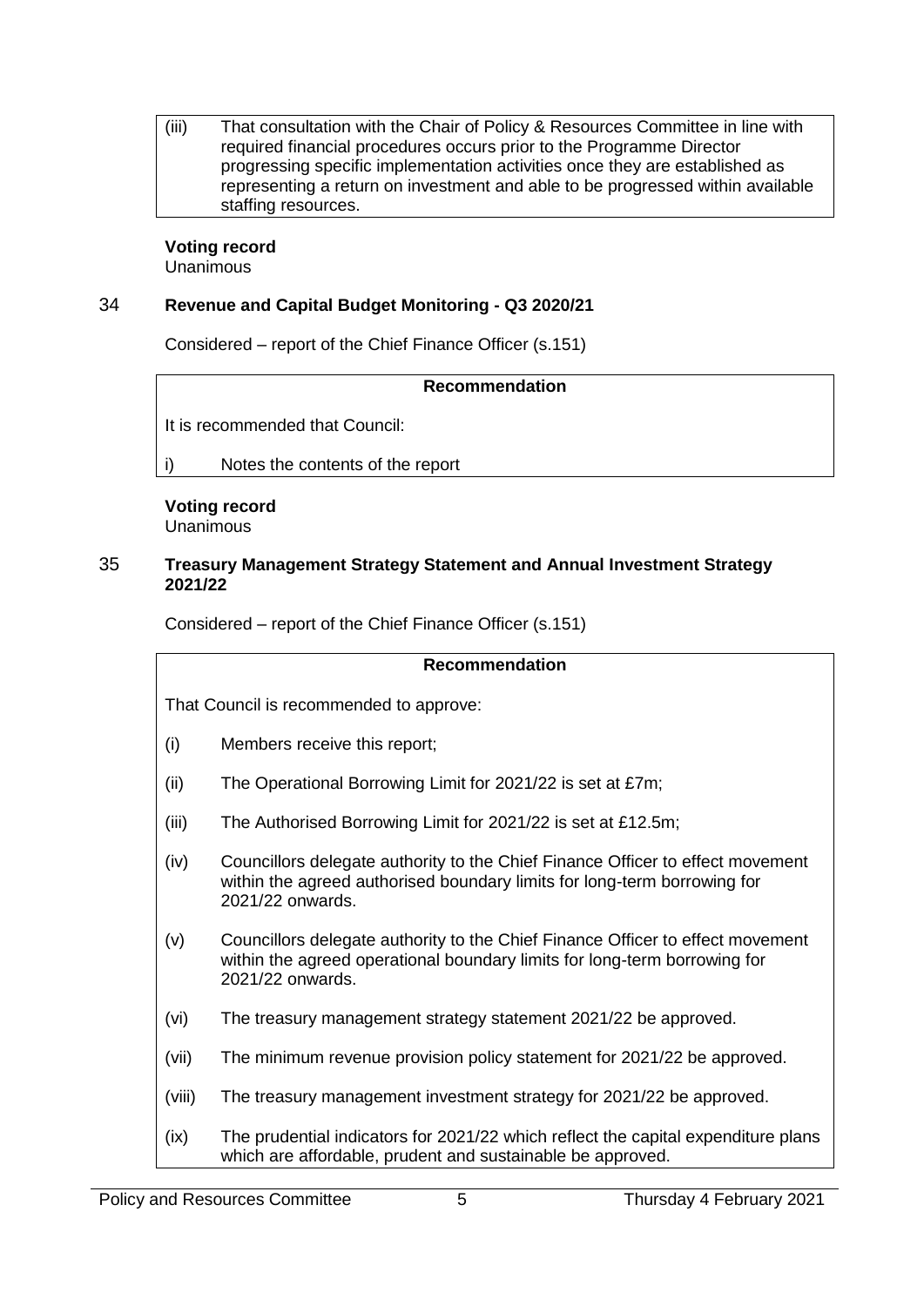| (iii) | That consultation with the Chair of Policy & Resources Committee in line with required financial procedures occurs prior to the Programme Director progressing specific implementation activities once they are established as representing a return on investment and able to be progressed within available staffing resources. |
|---|---|

**Voting record**
Unanimous

## 34 Revenue and Capital Budget Monitoring - Q3 2020/21

Considered – report of the Chief Finance Officer (s.151)

| **Recommendation** |
|---|
| It is recommended that Council: |
| i) Notes the contents of the report |

**Voting record**
Unanimous

## 35 Treasury Management Strategy Statement and Annual Investment Strategy 2021/22

Considered – report of the Chief Finance Officer (s.151)

| **Recommendation** | |
|---|---|
| That Council is recommended to approve: | |
| (i) | Members receive this report; |
| (ii) | The Operational Borrowing Limit for 2021/22 is set at £7m; |
| (iii) | The Authorised Borrowing Limit for 2021/22 is set at £12.5m; |
| (iv) | Councillors delegate authority to the Chief Finance Officer to effect movement within the agreed authorised boundary limits for long-term borrowing for 2021/22 onwards. |
| (v) | Councillors delegate authority to the Chief Finance Officer to effect movement within the agreed operational boundary limits for long-term borrowing for 2021/22 onwards. |
| (vi) | The treasury management strategy statement 2021/22 be approved. |
| (vii) | The minimum revenue provision policy statement for 2021/22 be approved. |
| (viii) | The treasury management investment strategy for 2021/22 be approved. |
| (ix) | The prudential indicators for 2021/22 which reflect the capital expenditure plans which are affordable, prudent and sustainable be approved. |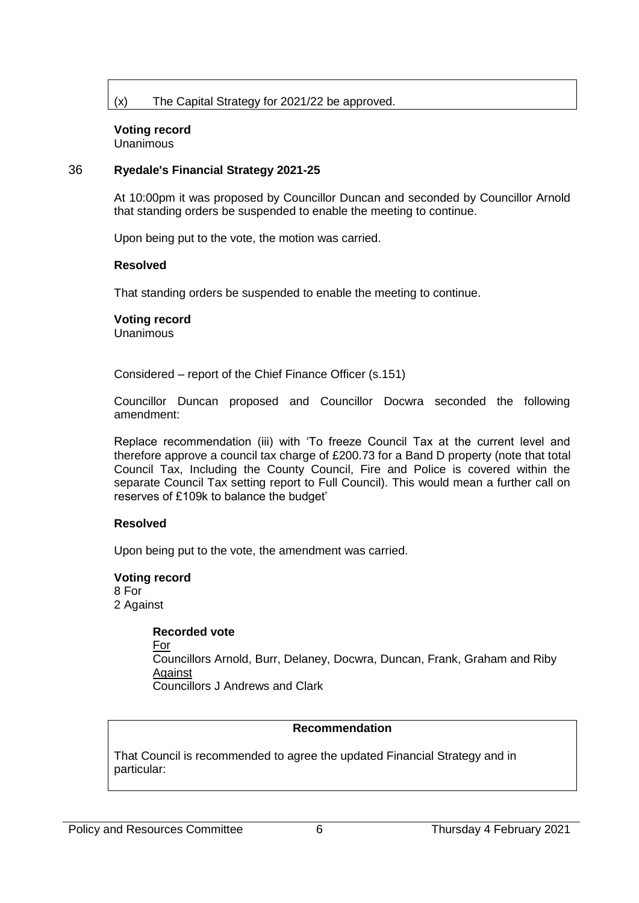(x) The Capital Strategy for 2021/22 be approved.

**Voting record**
Unanimous

## 36 Ryedale's Financial Strategy 2021-25

At 10:00pm it was proposed by Councillor Duncan and seconded by Councillor Arnold that standing orders be suspended to enable the meeting to continue.

Upon being put to the vote, the motion was carried.

**Resolved**

That standing orders be suspended to enable the meeting to continue.

**Voting record**
Unanimous

Considered – report of the Chief Finance Officer (s.151)

Councillor Duncan proposed and Councillor Docwra seconded the following amendment:

Replace recommendation (iii) with 'To freeze Council Tax at the current level and therefore approve a council tax charge of £200.73 for a Band D property (note that total Council Tax, Including the County Council, Fire and Police is covered within the separate Council Tax setting report to Full Council). This would mean a further call on reserves of £109k to balance the budget'

**Resolved**

Upon being put to the vote, the amendment was carried.

**Voting record**
8 For
2 Against

**Recorded vote**
For
Councillors Arnold, Burr, Delaney, Docwra, Duncan, Frank, Graham and Riby
Against
Councillors J Andrews and Clark

**Recommendation**

That Council is recommended to agree the updated Financial Strategy and in particular: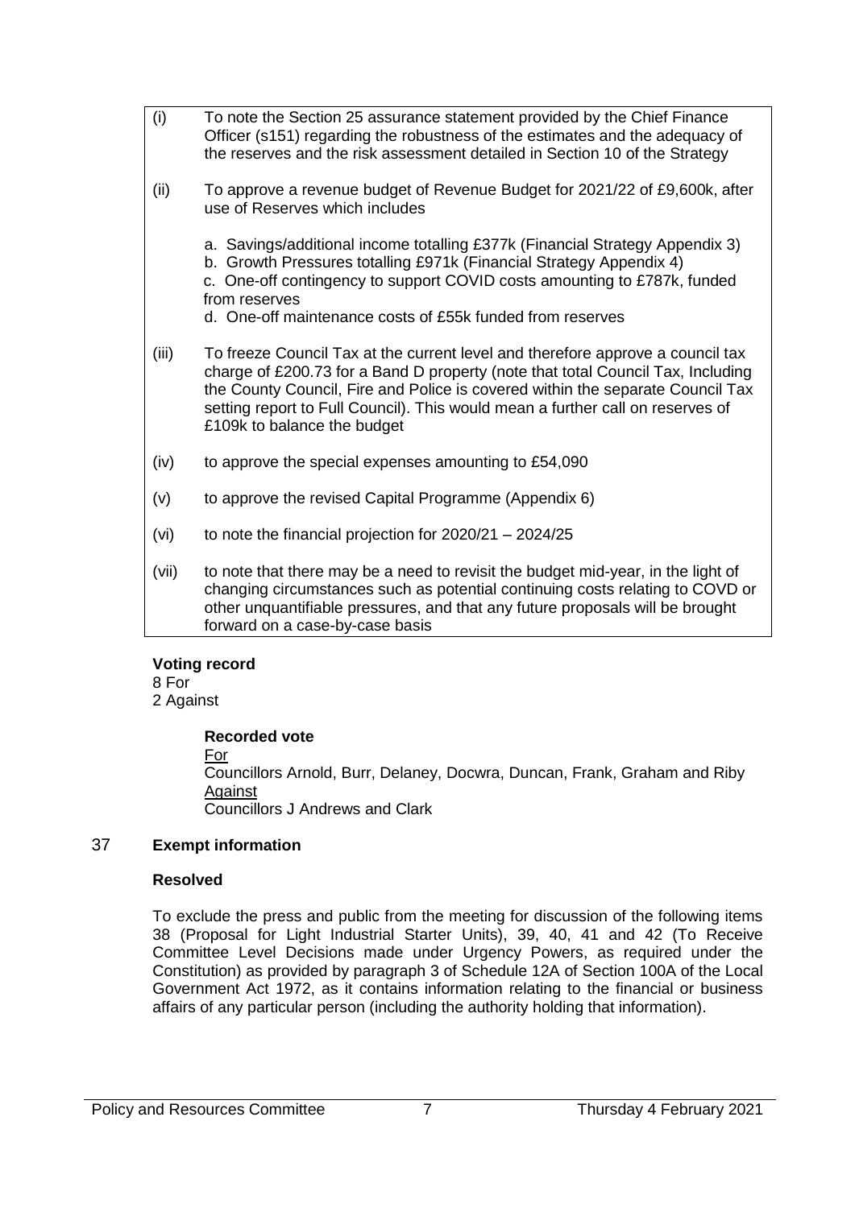(i) To note the Section 25 assurance statement provided by the Chief Finance Officer (s151) regarding the robustness of the estimates and the adequacy of the reserves and the risk assessment detailed in Section 10 of the Strategy

(ii) To approve a revenue budget of Revenue Budget for 2021/22 of £9,600k, after use of Reserves which includes

a. Savings/additional income totalling £377k (Financial Strategy Appendix 3)
b. Growth Pressures totalling £971k (Financial Strategy Appendix 4)
c. One-off contingency to support COVID costs amounting to £787k, funded from reserves
d. One-off maintenance costs of £55k funded from reserves

(iii) To freeze Council Tax at the current level and therefore approve a council tax charge of £200.73 for a Band D property (note that total Council Tax, Including the County Council, Fire and Police is covered within the separate Council Tax setting report to Full Council). This would mean a further call on reserves of £109k to balance the budget

(iv) to approve the special expenses amounting to £54,090

(v) to approve the revised Capital Programme (Appendix 6)

(vi) to note the financial projection for 2020/21 – 2024/25

(vii) to note that there may be a need to revisit the budget mid-year, in the light of changing circumstances such as potential continuing costs relating to COVD or other unquantifiable pressures, and that any future proposals will be brought forward on a case-by-case basis

**Voting record**
8 For
2 Against

**Recorded vote**
For
Councillors Arnold, Burr, Delaney, Docwra, Duncan, Frank, Graham and Riby
Against
Councillors J Andrews and Clark

## 37 Exempt information

**Resolved**

To exclude the press and public from the meeting for discussion of the following items 38 (Proposal for Light Industrial Starter Units), 39, 40, 41 and 42 (To Receive Committee Level Decisions made under Urgency Powers, as required under the Constitution) as provided by paragraph 3 of Schedule 12A of Section 100A of the Local Government Act 1972, as it contains information relating to the financial or business affairs of any particular person (including the authority holding that information).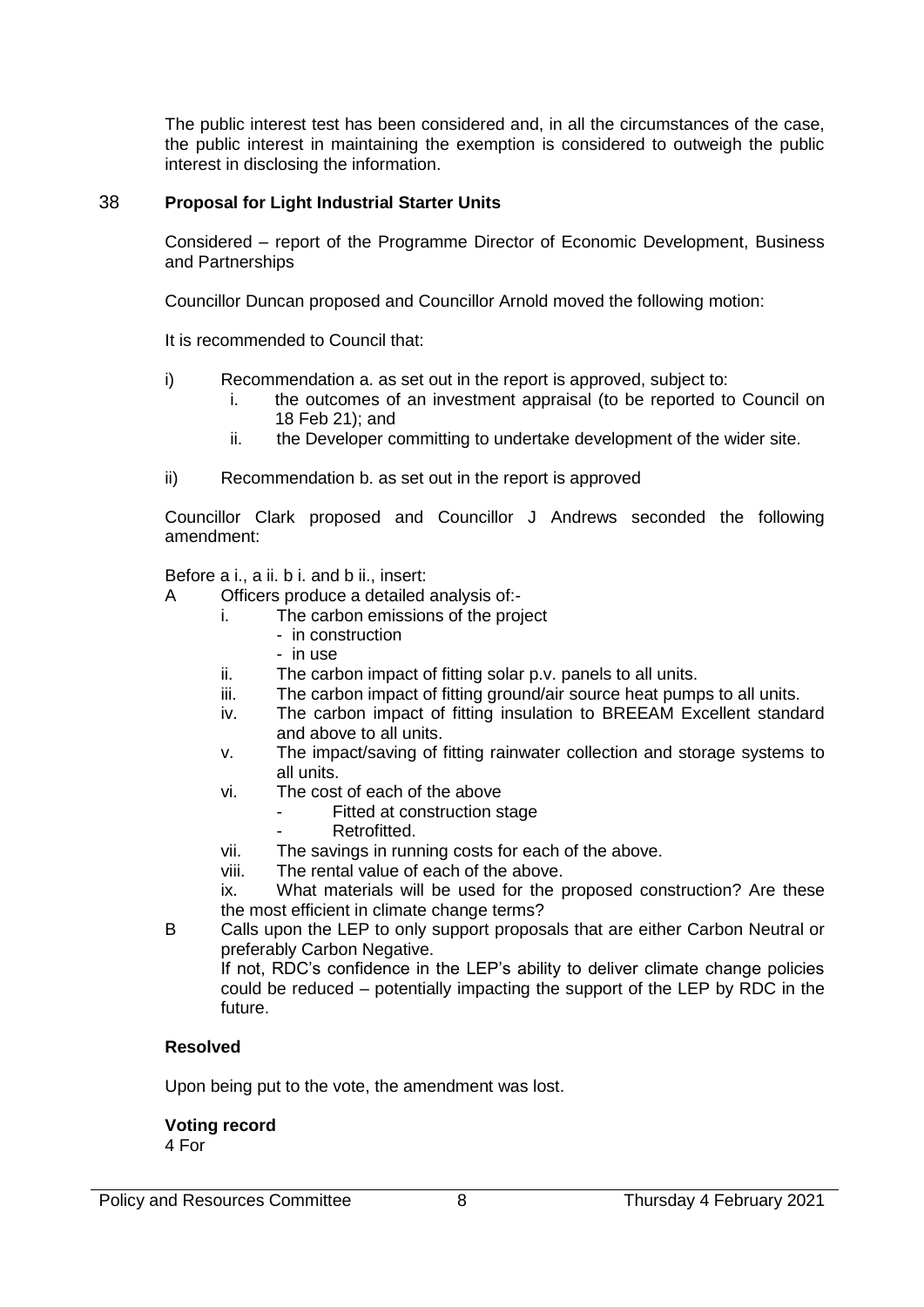The public interest test has been considered and, in all the circumstances of the case, the public interest in maintaining the exemption is considered to outweigh the public interest in disclosing the information.

## 38 Proposal for Light Industrial Starter Units

Considered – report of the Programme Director of Economic Development, Business and Partnerships

Councillor Duncan proposed and Councillor Arnold moved the following motion:

It is recommended to Council that:

i) Recommendation a. as set out in the report is approved, subject to:
   i. the outcomes of an investment appraisal (to be reported to Council on 18 Feb 21); and
   ii. the Developer committing to undertake development of the wider site.

ii) Recommendation b. as set out in the report is approved

Councillor Clark proposed and Councillor J Andrews seconded the following amendment:

Before a i., a ii. b i. and b ii., insert:

A Officers produce a detailed analysis of:-
   i. The carbon emissions of the project
      - in construction
      - in use
   ii. The carbon impact of fitting solar p.v. panels to all units.
   iii. The carbon impact of fitting ground/air source heat pumps to all units.
   iv. The carbon impact of fitting insulation to BREEAM Excellent standard and above to all units.
   v. The impact/saving of fitting rainwater collection and storage systems to all units.
   vi. The cost of each of the above
      - Fitted at construction stage
      - Retrofitted.
   vii. The savings in running costs for each of the above.
   viii. The rental value of each of the above.
   ix. What materials will be used for the proposed construction? Are these the most efficient in climate change terms?

B Calls upon the LEP to only support proposals that are either Carbon Neutral or preferably Carbon Negative.
   If not, RDC's confidence in the LEP's ability to deliver climate change policies could be reduced – potentially impacting the support of the LEP by RDC in the future.

**Resolved**

Upon being put to the vote, the amendment was lost.

**Voting record**
4 For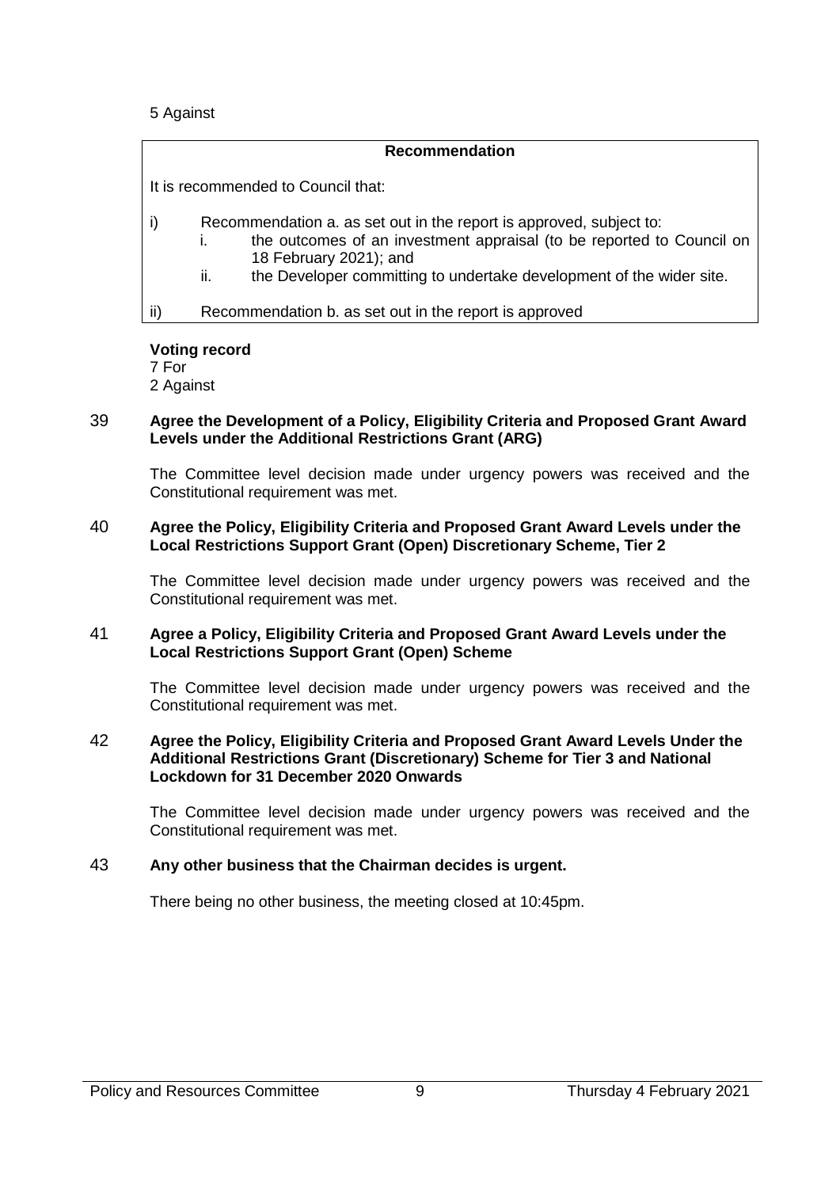5 Against

**Recommendation**

It is recommended to Council that:

i) Recommendation a. as set out in the report is approved, subject to:
   i. the outcomes of an investment appraisal (to be reported to Council on 18 February 2021); and
   ii. the Developer committing to undertake development of the wider site.

ii) Recommendation b. as set out in the report is approved

**Voting record**
7 For
2 Against

39 **Agree the Development of a Policy, Eligibility Criteria and Proposed Grant Award Levels under the Additional Restrictions Grant (ARG)**

The Committee level decision made under urgency powers was received and the Constitutional requirement was met.

40 **Agree the Policy, Eligibility Criteria and Proposed Grant Award Levels under the Local Restrictions Support Grant (Open) Discretionary Scheme, Tier 2**

The Committee level decision made under urgency powers was received and the Constitutional requirement was met.

41 **Agree a Policy, Eligibility Criteria and Proposed Grant Award Levels under the Local Restrictions Support Grant (Open) Scheme**

The Committee level decision made under urgency powers was received and the Constitutional requirement was met.

42 **Agree the Policy, Eligibility Criteria and Proposed Grant Award Levels Under the Additional Restrictions Grant (Discretionary) Scheme for Tier 3 and National Lockdown for 31 December 2020 Onwards**

The Committee level decision made under urgency powers was received and the Constitutional requirement was met.

43 **Any other business that the Chairman decides is urgent.**

There being no other business, the meeting closed at 10:45pm.